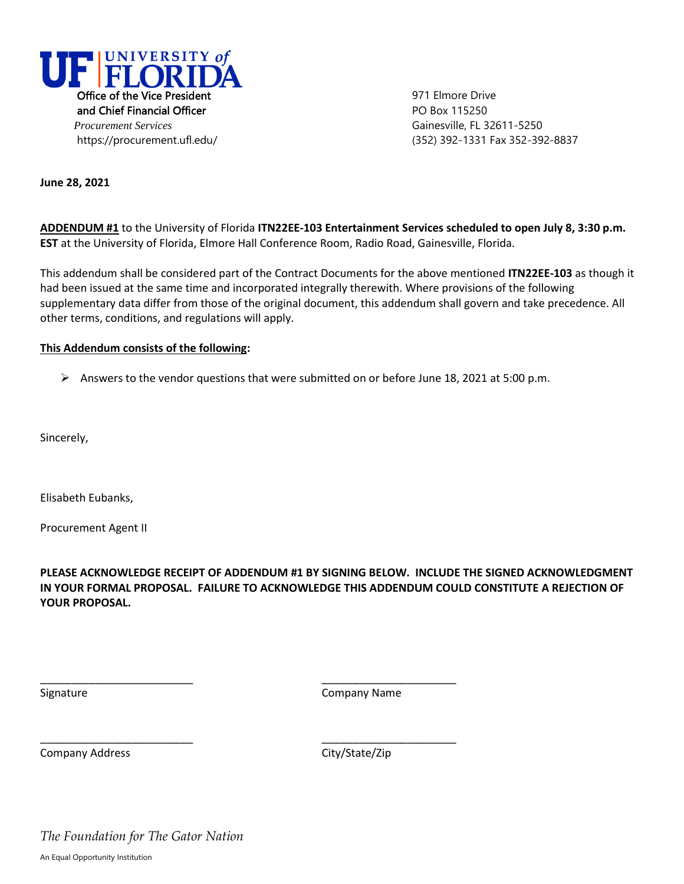UF | UNIVERSITY of FLORIDA

Office of the Vice President
and Chief Financial Officer
*Procurement Services*
https://procurement.ufl.edu/

971 Elmore Drive
PO Box 115250
Gainesville, FL 32611-5250
(352) 392-1331 Fax 352-392-8837

**June 28, 2021**

**ADDENDUM #1** to the University of Florida **ITN22EE-103 Entertainment Services scheduled to open July 8, 3:30 p.m. EST** at the University of Florida, Elmore Hall Conference Room, Radio Road, Gainesville, Florida.

This addendum shall be considered part of the Contract Documents for the above mentioned **ITN22EE-103** as though it had been issued at the same time and incorporated integrally therewith. Where provisions of the following supplementary data differ from those of the original document, this addendum shall govern and take precedence. All other terms, conditions, and regulations will apply.

**This Addendum consists of the following:**

- Answers to the vendor questions that were submitted on or before June 18, 2021 at 5:00 p.m.

Sincerely,

Elisabeth Eubanks,

Procurement Agent II

**PLEASE ACKNOWLEDGE RECEIPT OF ADDENDUM #1 BY SIGNING BELOW. INCLUDE THE SIGNED ACKNOWLEDGMENT IN YOUR FORMAL PROPOSAL. FAILURE TO ACKNOWLEDGE THIS ADDENDUM COULD CONSTITUTE A REJECTION OF YOUR PROPOSAL.**

_________________________ Signature

_________________________ Company Name

_________________________ Company Address

_________________________ City/State/Zip

*The Foundation for The Gator Nation*

An Equal Opportunity Institution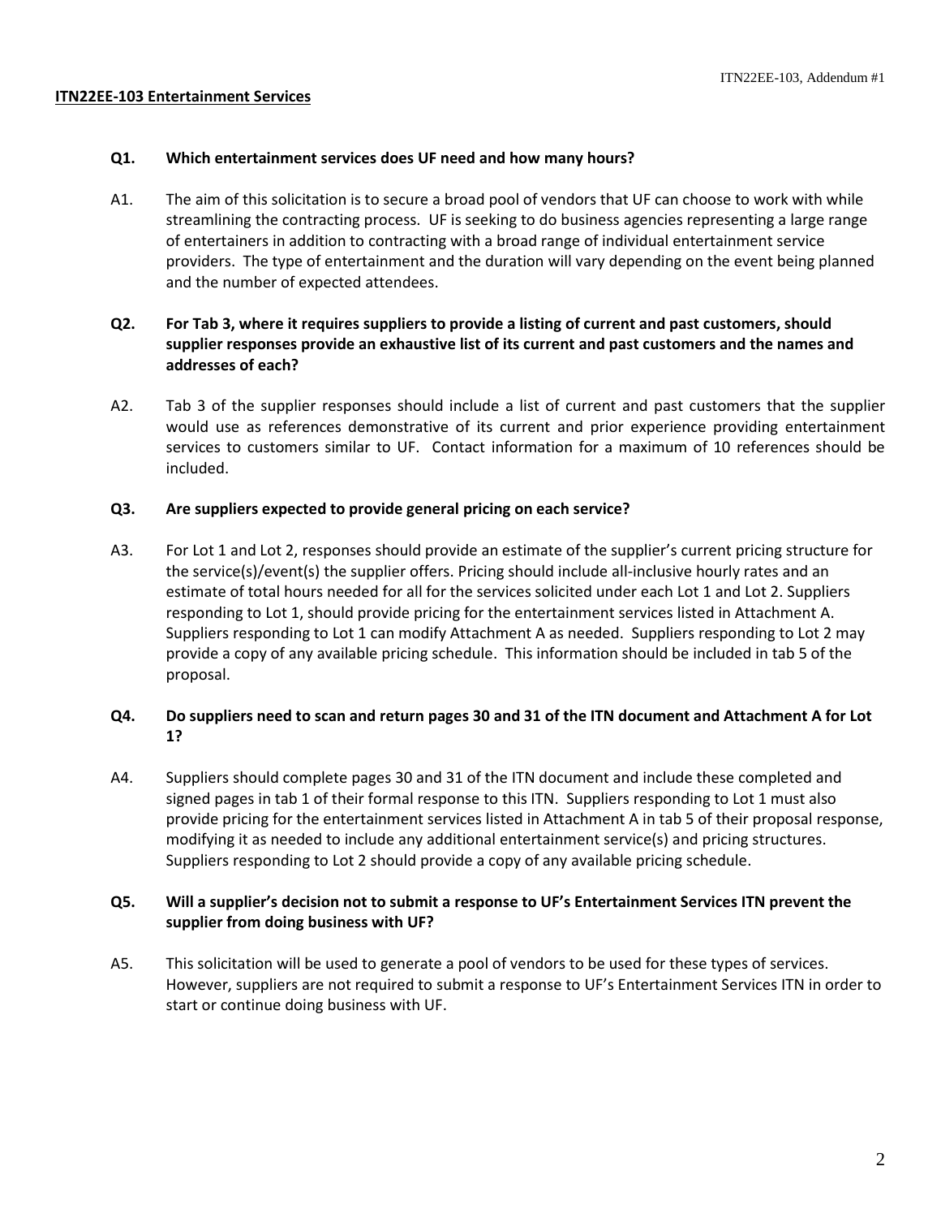**ITN22EE-103 Entertainment Services**

**Q1. Which entertainment services does UF need and how many hours?**

A1. The aim of this solicitation is to secure a broad pool of vendors that UF can choose to work with while streamlining the contracting process. UF is seeking to do business agencies representing a large range of entertainers in addition to contracting with a broad range of individual entertainment service providers. The type of entertainment and the duration will vary depending on the event being planned and the number of expected attendees.

**Q2. For Tab 3, where it requires suppliers to provide a listing of current and past customers, should supplier responses provide an exhaustive list of its current and past customers and the names and addresses of each?**

A2. Tab 3 of the supplier responses should include a list of current and past customers that the supplier would use as references demonstrative of its current and prior experience providing entertainment services to customers similar to UF. Contact information for a maximum of 10 references should be included.

**Q3. Are suppliers expected to provide general pricing on each service?**

A3. For Lot 1 and Lot 2, responses should provide an estimate of the supplier's current pricing structure for the service(s)/event(s) the supplier offers. Pricing should include all-inclusive hourly rates and an estimate of total hours needed for all for the services solicited under each Lot 1 and Lot 2. Suppliers responding to Lot 1, should provide pricing for the entertainment services listed in Attachment A. Suppliers responding to Lot 1 can modify Attachment A as needed. Suppliers responding to Lot 2 may provide a copy of any available pricing schedule. This information should be included in tab 5 of the proposal.

**Q4. Do suppliers need to scan and return pages 30 and 31 of the ITN document and Attachment A for Lot 1?**

A4. Suppliers should complete pages 30 and 31 of the ITN document and include these completed and signed pages in tab 1 of their formal response to this ITN. Suppliers responding to Lot 1 must also provide pricing for the entertainment services listed in Attachment A in tab 5 of their proposal response, modifying it as needed to include any additional entertainment service(s) and pricing structures. Suppliers responding to Lot 2 should provide a copy of any available pricing schedule.

**Q5. Will a supplier's decision not to submit a response to UF's Entertainment Services ITN prevent the supplier from doing business with UF?**

A5. This solicitation will be used to generate a pool of vendors to be used for these types of services. However, suppliers are not required to submit a response to UF's Entertainment Services ITN in order to start or continue doing business with UF.